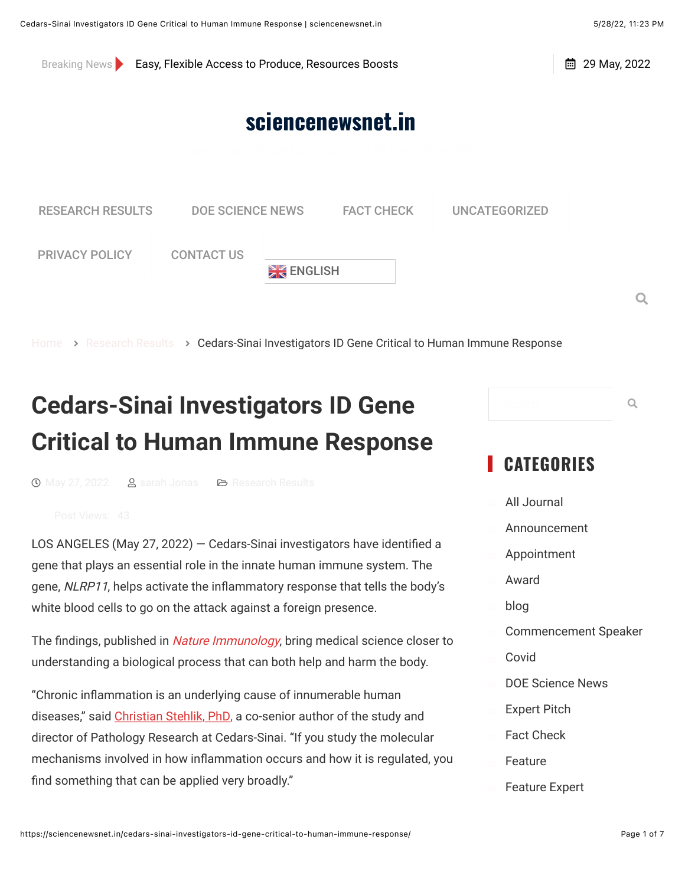Breaking News Easy, Flexible Access to Produce, Resources Boosts

29 May, 2022

sciencenewsnet.in

RESEARCH RESULTS | DOE SCIENCE NEWS | FACT CHECK | UNCATEGORIZED | PRIVACY POLICY | CONTACT US | ENGLISH

Home > Research Results > Cedars-Sinai Investigators ID Gene Critical to Human Immune Response

# Cedars-Sinai Investigators ID Gene Critical to Human Immune Response

May 27, 2022 | sarah Jonas | Research Results

Post Views: 43

LOS ANGELES (May 27, 2022) — Cedars-Sinai investigators have identified a gene that plays an essential role in the innate human immune system. The gene, *NLRP11*, helps activate the inflammatory response that tells the body's white blood cells to go on the attack against a foreign presence.

The findings, published in *Nature Immunology*, bring medical science closer to understanding a biological process that can both help and harm the body.

"Chronic inflammation is an underlying cause of innumerable human diseases," said Christian Stehlik, PhD, a co-senior author of the study and director of Pathology Research at Cedars-Sinai. "If you study the molecular mechanisms involved in how inflammation occurs and how it is regulated, you find something that can be applied very broadly."

## CATEGORIES

- All Journal
- Announcement
- Appointment
- Award
- blog
- Commencement Speaker
- Covid
- DOE Science News
- Expert Pitch
- Fact Check
- Feature
- Feature Expert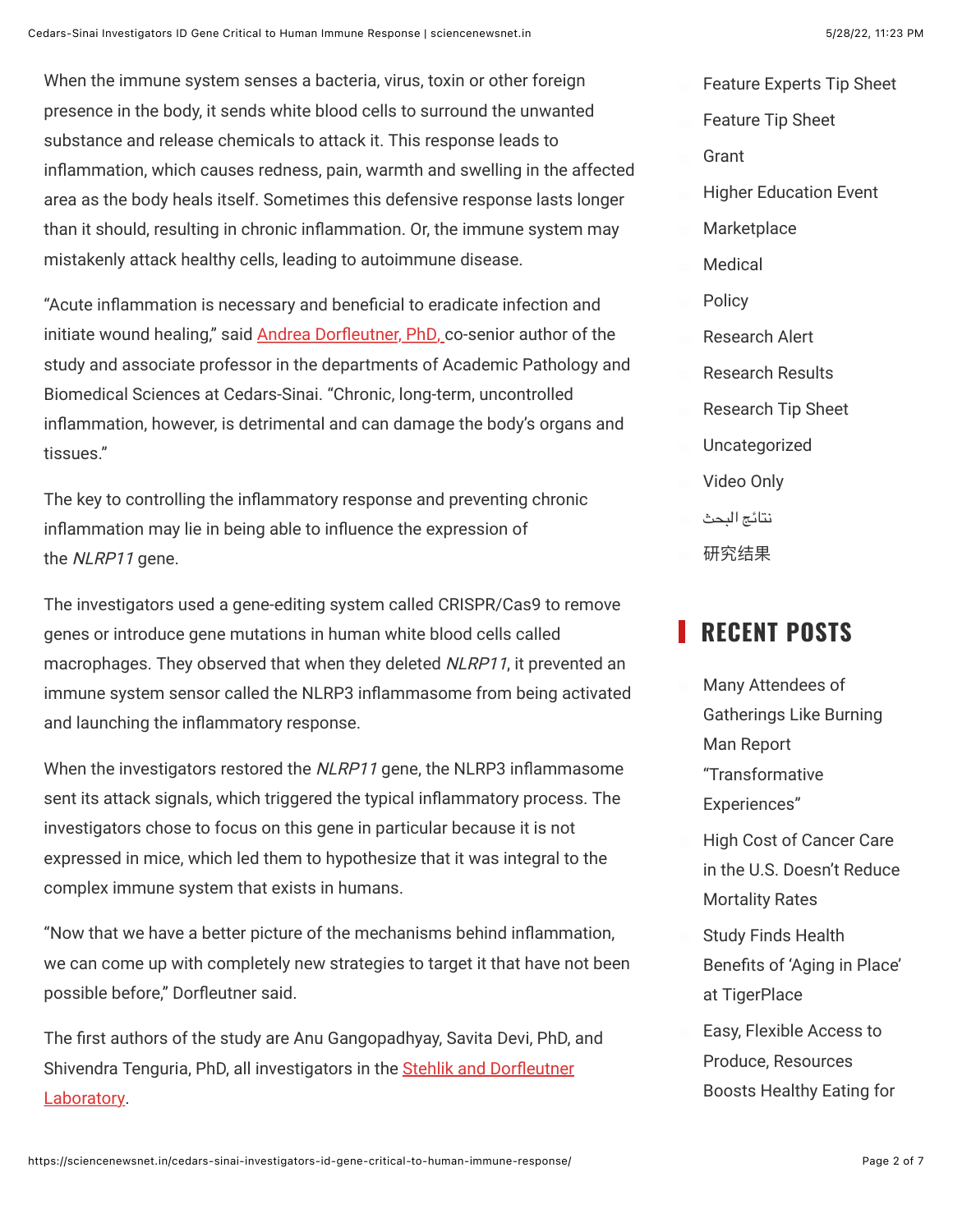When the immune system senses a bacteria, virus, toxin or other foreign presence in the body, it sends white blood cells to surround the unwanted substance and release chemicals to attack it. This response leads to inflammation, which causes redness, pain, warmth and swelling in the affected area as the body heals itself. Sometimes this defensive response lasts longer than it should, resulting in chronic inflammation. Or, the immune system may mistakenly attack healthy cells, leading to autoimmune disease.

"Acute inflammation is necessary and beneficial to eradicate infection and initiate wound healing," said Andrea Dorfleutner, PhD, co-senior author of the study and associate professor in the departments of Academic Pathology and Biomedical Sciences at Cedars-Sinai. "Chronic, long-term, uncontrolled inflammation, however, is detrimental and can damage the body's organs and tissues."

The key to controlling the inflammatory response and preventing chronic inflammation may lie in being able to influence the expression of the *NLRP11* gene.

The investigators used a gene-editing system called CRISPR/Cas9 to remove genes or introduce gene mutations in human white blood cells called macrophages. They observed that when they deleted *NLRP11*, it prevented an immune system sensor called the NLRP3 inflammasome from being activated and launching the inflammatory response.

When the investigators restored the *NLRP11* gene, the NLRP3 inflammasome sent its attack signals, which triggered the typical inflammatory process. The investigators chose to focus on this gene in particular because it is not expressed in mice, which led them to hypothesize that it was integral to the complex immune system that exists in humans.

"Now that we have a better picture of the mechanisms behind inflammation, we can come up with completely new strategies to target it that have not been possible before," Dorfleutner said.

The first authors of the study are Anu Gangopadhyay, Savita Devi, PhD, and Shivendra Tenguria, PhD, all investigators in the Stehlik and Dorfleutner Laboratory.

- Feature Experts Tip Sheet
- Feature Tip Sheet
- Grant
- Higher Education Event
- Marketplace
- Medical
- Policy
- Research Alert
- Research Results
- Research Tip Sheet
- Uncategorized
- Video Only
- نتائج البحث
- 研究结果

## RECENT POSTS

- Many Attendees of Gatherings Like Burning Man Report "Transformative Experiences"
- High Cost of Cancer Care in the U.S. Doesn't Reduce Mortality Rates
- Study Finds Health Benefits of 'Aging in Place' at TigerPlace
- Easy, Flexible Access to Produce, Resources Boosts Healthy Eating for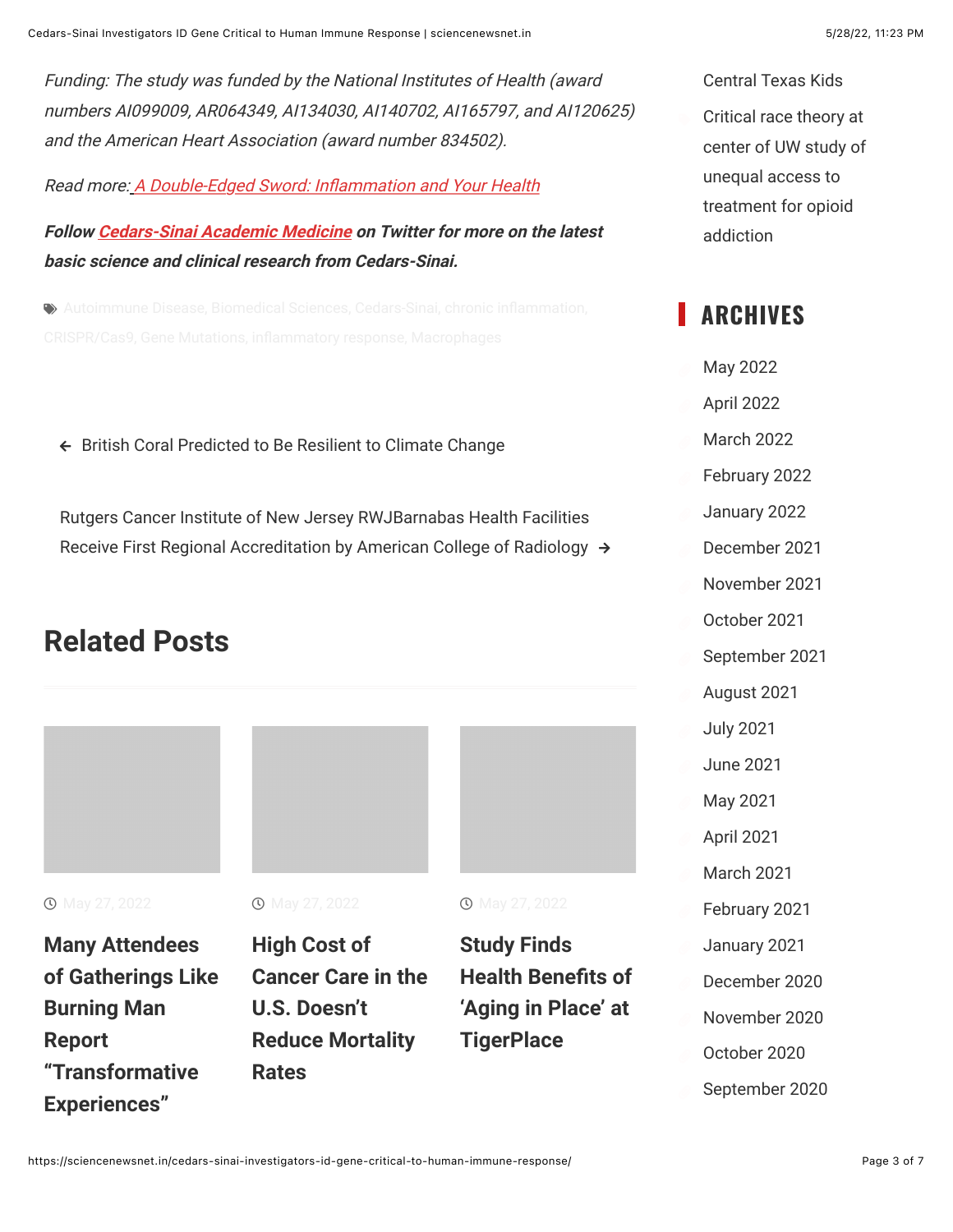*Funding: The study was funded by the National Institutes of Health (award numbers AI099009, AR064349, AI134030, AI140702, AI165797, and AI120625) and the American Heart Association (award number 834502).*

*Read more: A Double-Edged Sword: Inflammation and Your Health*

***Follow Cedars-Sinai Academic Medicine on Twitter for more on the latest basic science and clinical research from Cedars-Sinai.***

Autoimmune Disease, Biomedical Sciences, Cedars-Sinai, chronic inflammation, CRISPR/Cas9, Gene Mutations, inflammatory response, Macrophages

← British Coral Predicted to Be Resilient to Climate Change

Rutgers Cancer Institute of New Jersey RWJBarnabas Health Facilities Receive First Regional Accreditation by American College of Radiology →

## Related Posts

May 27, 2022

### Many Attendees of Gatherings Like Burning Man Report "Transformative Experiences"

May 27, 2022

### High Cost of Cancer Care in the U.S. Doesn't Reduce Mortality Rates

May 27, 2022

### Study Finds Health Benefits of 'Aging in Place' at TigerPlace

Central Texas Kids

Critical race theory at center of UW study of unequal access to treatment for opioid addiction

## ARCHIVES

- May 2022
- April 2022
- March 2022
- February 2022
- January 2022
- December 2021
- November 2021
- October 2021
- September 2021
- August 2021
- July 2021
- June 2021
- May 2021
- April 2021
- March 2021
- February 2021
- January 2021
- December 2020
- November 2020
- October 2020
- September 2020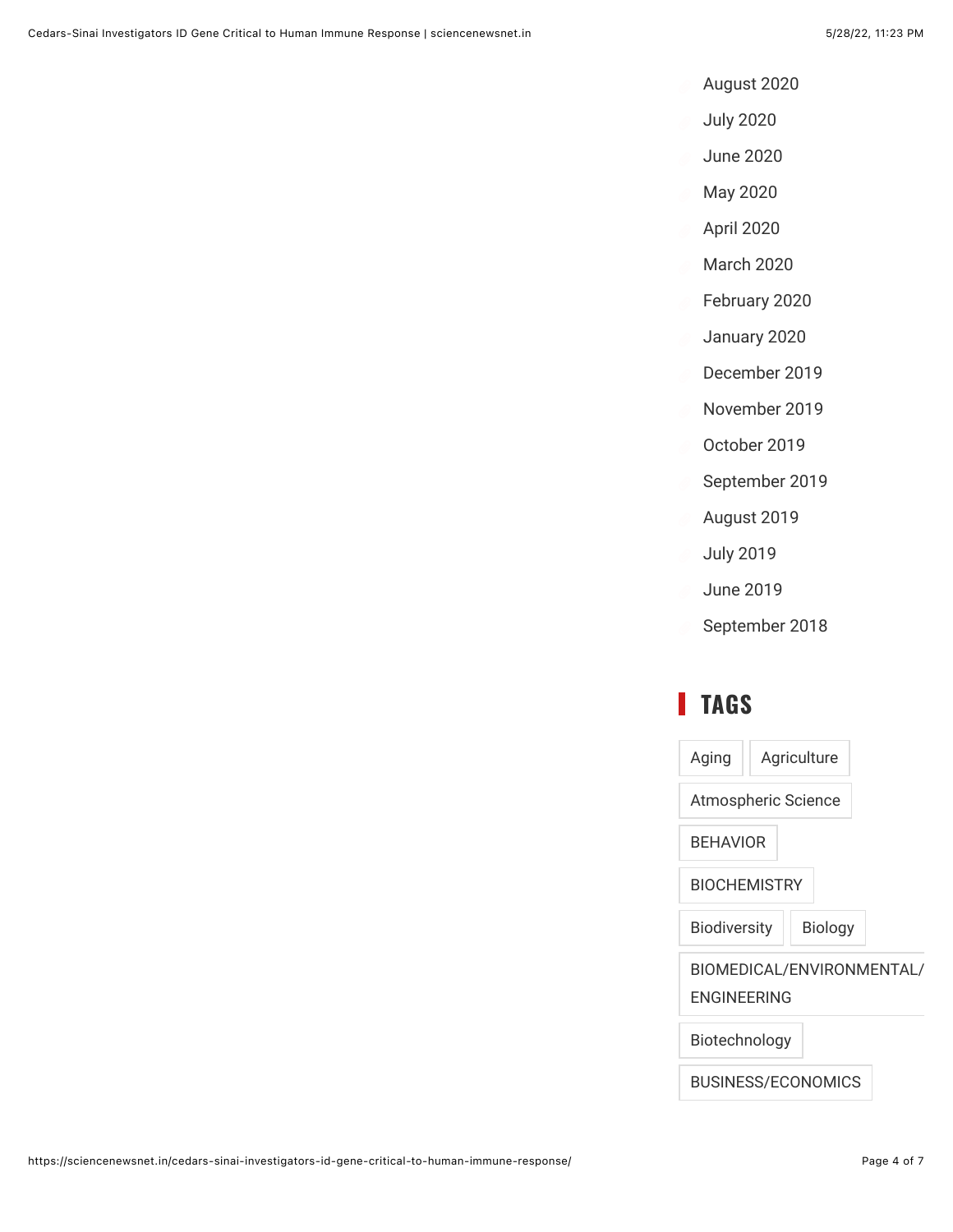- August 2020
- July 2020
- June 2020
- May 2020
- April 2020
- March 2020
- February 2020
- January 2020
- December 2019
- November 2019
- October 2019
- September 2019
- August 2019
- July 2019
- June 2019
- September 2018

## TAGS

Aging | Agriculture | Atmospheric Science | BEHAVIOR | BIOCHEMISTRY | Biodiversity | Biology | BIOMEDICAL/ENVIRONMENTAL/ENGINEERING | Biotechnology | BUSINESS/ECONOMICS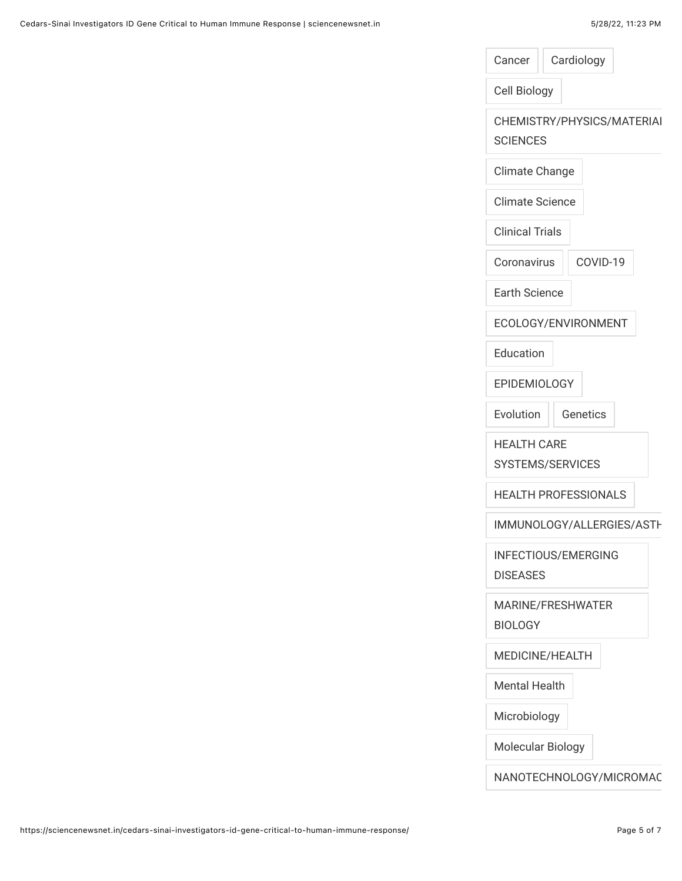Cancer

Cardiology

Cell Biology

CHEMISTRY/PHYSICS/MATERIAL SCIENCES

Climate Change

Climate Science

Clinical Trials

Coronavirus

COVID-19

Earth Science

ECOLOGY/ENVIRONMENT

Education

EPIDEMIOLOGY

Evolution

Genetics

HEALTH CARE SYSTEMS/SERVICES

HEALTH PROFESSIONALS

IMMUNOLOGY/ALLERGIES/ASTH

INFECTIOUS/EMERGING DISEASES

MARINE/FRESHWATER BIOLOGY

MEDICINE/HEALTH

Mental Health

Microbiology

Molecular Biology

NANOTECHNOLOGY/MICROMAC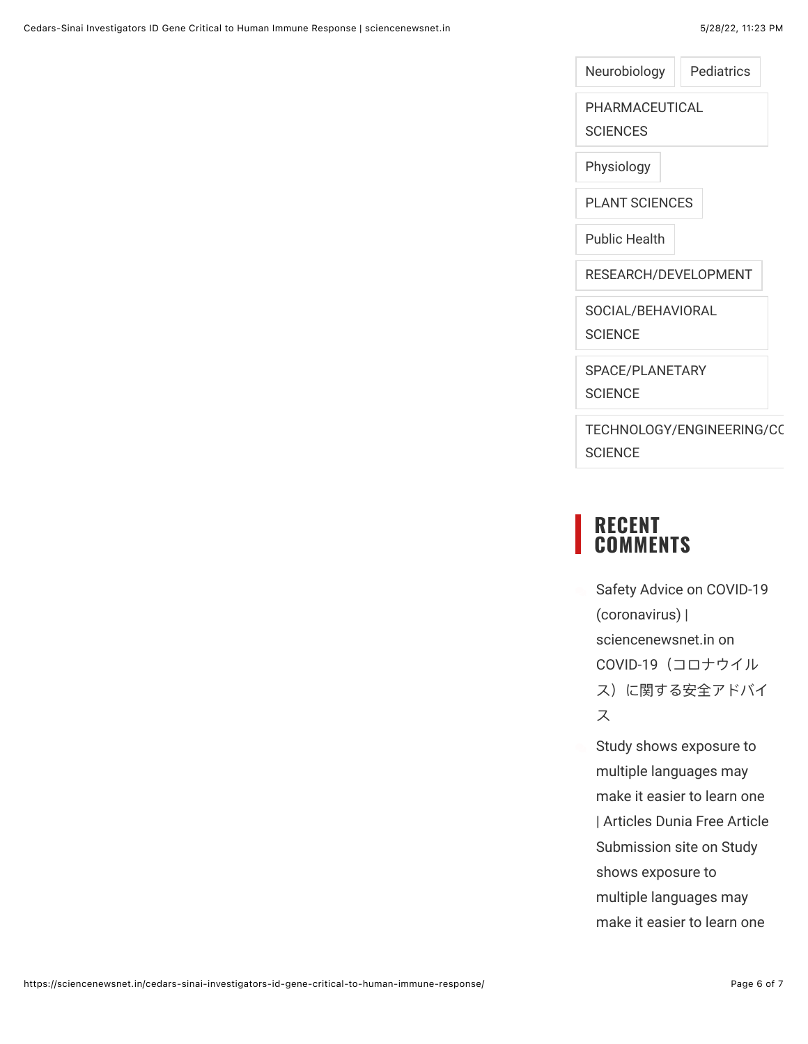Neurobiology

Pediatrics

PHARMACEUTICAL SCIENCES

Physiology

PLANT SCIENCES

Public Health

RESEARCH/DEVELOPMENT

SOCIAL/BEHAVIORAL SCIENCE

SPACE/PLANETARY SCIENCE

TECHNOLOGY/ENGINEERING/CO SCIENCE

## RECENT COMMENTS

- Safety Advice on COVID-19 (coronavirus) | sciencenewsnet.in on COVID-19（コロナウイルス）に関する安全アドバイス
- Study shows exposure to multiple languages may make it easier to learn one | Articles Dunia Free Article Submission site on Study shows exposure to multiple languages may make it easier to learn one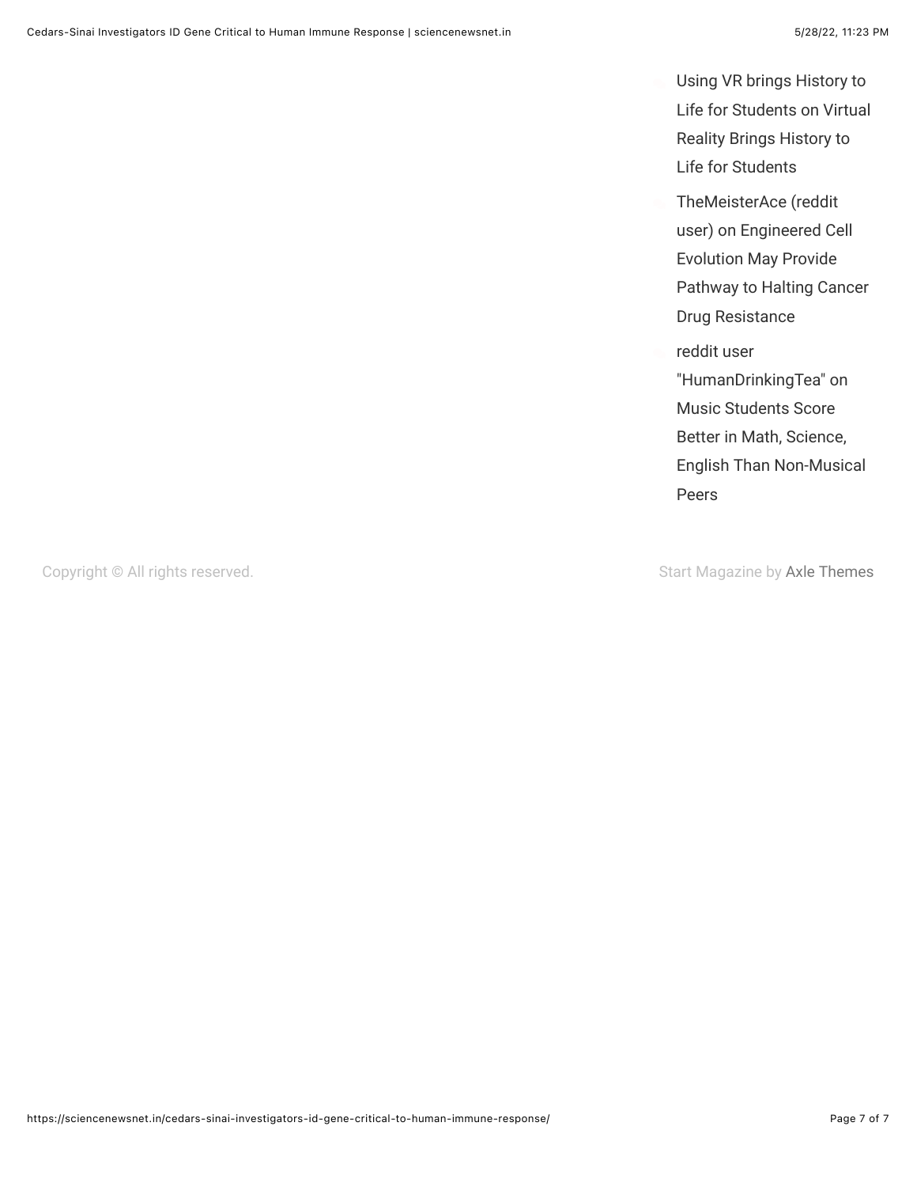- Using VR brings History to Life for Students on Virtual Reality Brings History to Life for Students
- TheMeisterAce (reddit user) on Engineered Cell Evolution May Provide Pathway to Halting Cancer Drug Resistance
- reddit user "HumanDrinkingTea" on Music Students Score Better in Math, Science, English Than Non-Musical Peers

Copyright © All rights reserved.

Start Magazine by Axle Themes